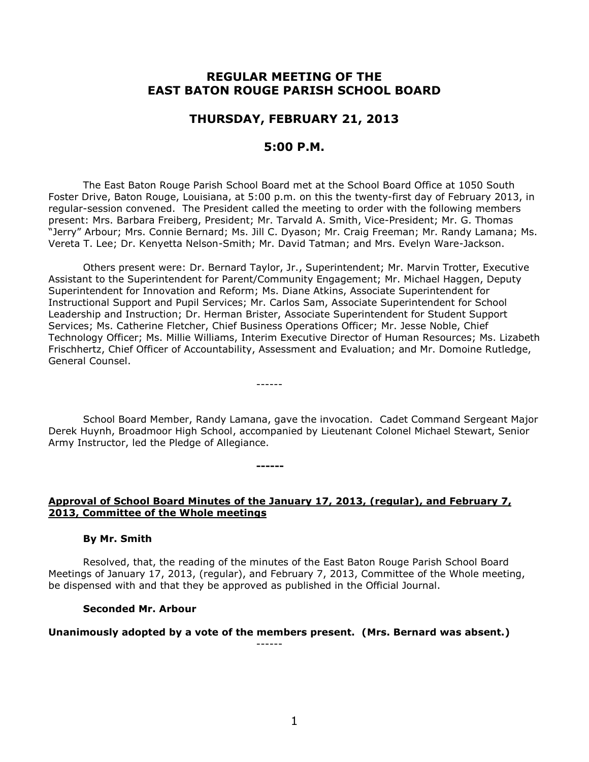# REGULAR MEETING OF THE EAST BATON ROUGE PARISH SCHOOL BOARD

## THURSDAY, FEBRUARY 21, 2013

## 5:00 P.M.

The East Baton Rouge Parish School Board met at the School Board Office at 1050 South Foster Drive, Baton Rouge, Louisiana, at 5:00 p.m. on this the twenty-first day of February 2013, in regular-session convened. The President called the meeting to order with the following members present: Mrs. Barbara Freiberg, President; Mr. Tarvald A. Smith, Vice-President; Mr. G. Thomas "Jerry" Arbour; Mrs. Connie Bernard; Ms. Jill C. Dyason; Mr. Craig Freeman; Mr. Randy Lamana; Ms. Vereta T. Lee; Dr. Kenyetta Nelson-Smith; Mr. David Tatman; and Mrs. Evelyn Ware-Jackson.

Others present were: Dr. Bernard Taylor, Jr., Superintendent; Mr. Marvin Trotter, Executive Assistant to the Superintendent for Parent/Community Engagement; Mr. Michael Haggen, Deputy Superintendent for Innovation and Reform; Ms. Diane Atkins, Associate Superintendent for Instructional Support and Pupil Services; Mr. Carlos Sam, Associate Superintendent for School Leadership and Instruction; Dr. Herman Brister, Associate Superintendent for Student Support Services; Ms. Catherine Fletcher, Chief Business Operations Officer; Mr. Jesse Noble, Chief Technology Officer; Ms. Millie Williams, Interim Executive Director of Human Resources; Ms. Lizabeth Frischhertz, Chief Officer of Accountability, Assessment and Evaluation; and Mr. Domoine Rutledge, General Counsel.

------

School Board Member, Randy Lamana, gave the invocation. Cadet Command Sergeant Major Derek Huynh, Broadmoor High School, accompanied by Lieutenant Colonel Michael Stewart, Senior Army Instructor, led the Pledge of Allegiance.

**------**

**Approval of School Board Minutes of the January 17, 2013, (regular), and February 7, 2013, Committee of the Whole meetings**

**By Mr. Smith**

Resolved, that, the reading of the minutes of the East Baton Rouge Parish School Board Meetings of January 17, 2013, (regular), and February 7, 2013, Committee of the Whole meeting, be dispensed with and that they be approved as published in the Official Journal.

**Seconded Mr. Arbour**

**Unanimously adopted by a vote of the members present. (Mrs. Bernard was absent.)**

------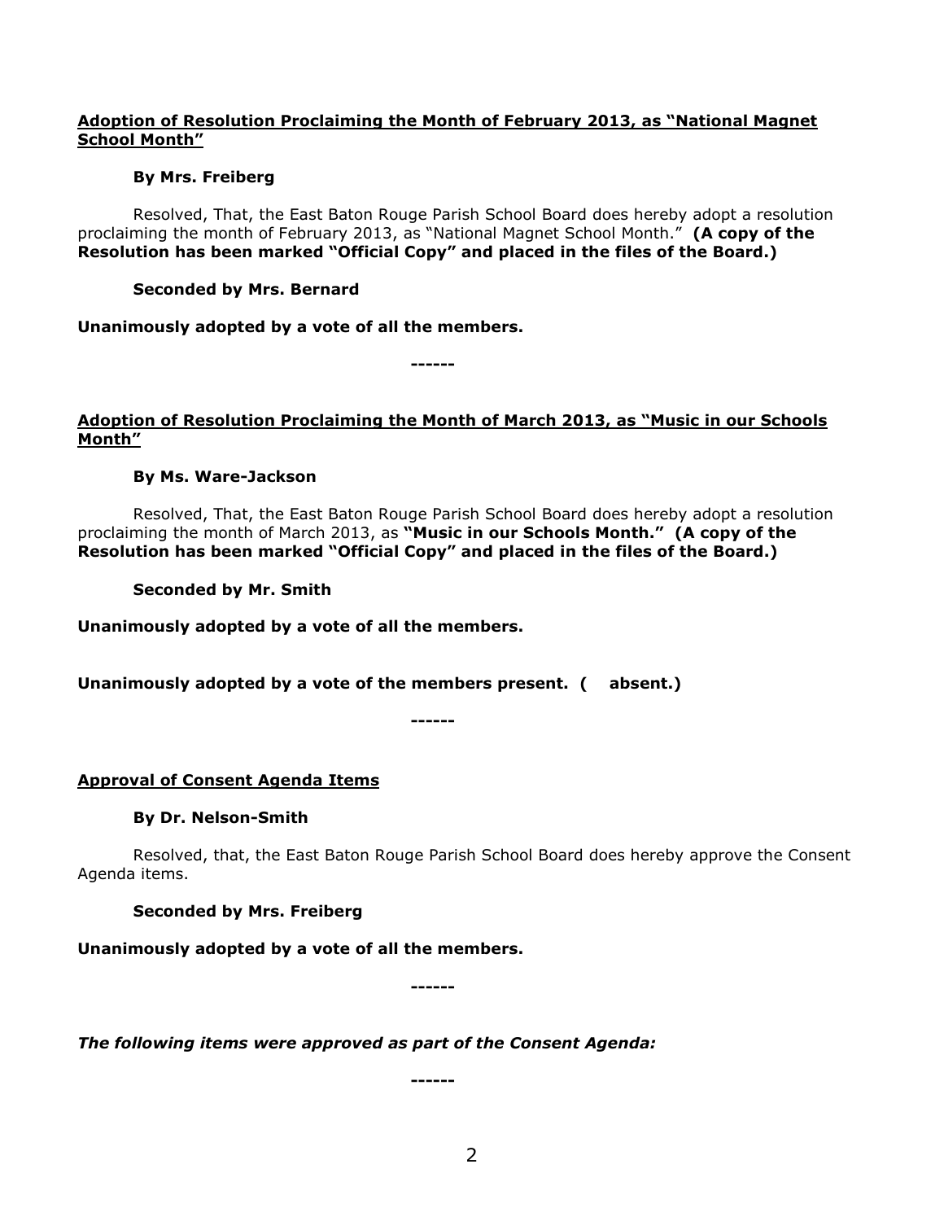**<u>Adoption of Resolution Proclaiming the Month of February 2013, as "National Magnet School Month"</u>**

**By Mrs. Freiberg**

Resolved, That, the East Baton Rouge Parish School Board does hereby adopt a resolution proclaiming the month of February 2013, as "National Magnet School Month." **(A copy of the Resolution has been marked "Official Copy" and placed in the files of the Board.)**

**Seconded by Mrs. Bernard**

**Unanimously adopted by a vote of all the members.**

**------**

**<u>Adoption of Resolution Proclaiming the Month of March 2013, as "Music in our Schools Month"</u>**

**By Ms. Ware-Jackson**

Resolved, That, the East Baton Rouge Parish School Board does hereby adopt a resolution proclaiming the month of March 2013, as **"Music in our Schools Month." (A copy of the Resolution has been marked "Official Copy" and placed in the files of the Board.)**

**Seconded by Mr. Smith**

**Unanimously adopted by a vote of all the members.**

**Unanimously adopted by a vote of the members present. (    absent.)**

**------**

**<u>Approval of Consent Agenda Items</u>**

**By Dr. Nelson-Smith**

Resolved, that, the East Baton Rouge Parish School Board does hereby approve the Consent Agenda items.

**Seconded by Mrs. Freiberg**

**Unanimously adopted by a vote of all the members.**

**------**

***The following items were approved as part of the Consent Agenda:***

**------**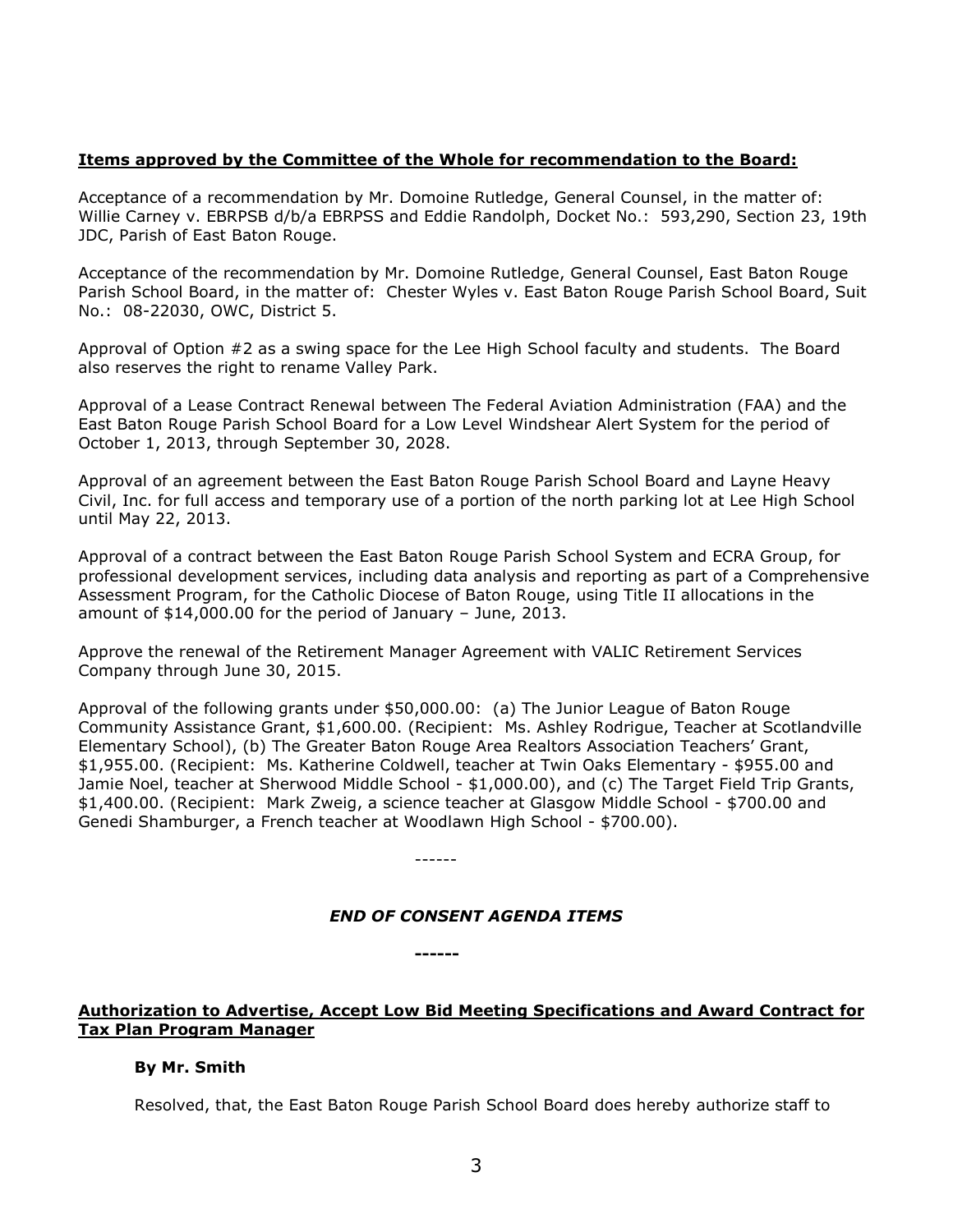**Items approved by the Committee of the Whole for recommendation to the Board:**

Acceptance of a recommendation by Mr. Domoine Rutledge, General Counsel, in the matter of: Willie Carney v. EBRPSB d/b/a EBRPSS and Eddie Randolph, Docket No.: 593,290, Section 23, 19th JDC, Parish of East Baton Rouge.

Acceptance of the recommendation by Mr. Domoine Rutledge, General Counsel, East Baton Rouge Parish School Board, in the matter of: Chester Wyles v. East Baton Rouge Parish School Board, Suit No.: 08-22030, OWC, District 5.

Approval of Option #2 as a swing space for the Lee High School faculty and students. The Board also reserves the right to rename Valley Park.

Approval of a Lease Contract Renewal between The Federal Aviation Administration (FAA) and the East Baton Rouge Parish School Board for a Low Level Windshear Alert System for the period of October 1, 2013, through September 30, 2028.

Approval of an agreement between the East Baton Rouge Parish School Board and Layne Heavy Civil, Inc. for full access and temporary use of a portion of the north parking lot at Lee High School until May 22, 2013.

Approval of a contract between the East Baton Rouge Parish School System and ECRA Group, for professional development services, including data analysis and reporting as part of a Comprehensive Assessment Program, for the Catholic Diocese of Baton Rouge, using Title II allocations in the amount of $14,000.00 for the period of January – June, 2013.

Approve the renewal of the Retirement Manager Agreement with VALIC Retirement Services Company through June 30, 2015.

Approval of the following grants under $50,000.00: (a) The Junior League of Baton Rouge Community Assistance Grant, $1,600.00. (Recipient: Ms. Ashley Rodrigue, Teacher at Scotlandville Elementary School), (b) The Greater Baton Rouge Area Realtors Association Teachers' Grant, $1,955.00. (Recipient: Ms. Katherine Coldwell, teacher at Twin Oaks Elementary - $955.00 and Jamie Noel, teacher at Sherwood Middle School - $1,000.00), and (c) The Target Field Trip Grants, $1,400.00. (Recipient: Mark Zweig, a science teacher at Glasgow Middle School - $700.00 and Genedi Shamburger, a French teacher at Woodlawn High School - $700.00).

------

***END OF CONSENT AGENDA ITEMS***

**------**

**Authorization to Advertise, Accept Low Bid Meeting Specifications and Award Contract for Tax Plan Program Manager**

**By Mr. Smith**

Resolved, that, the East Baton Rouge Parish School Board does hereby authorize staff to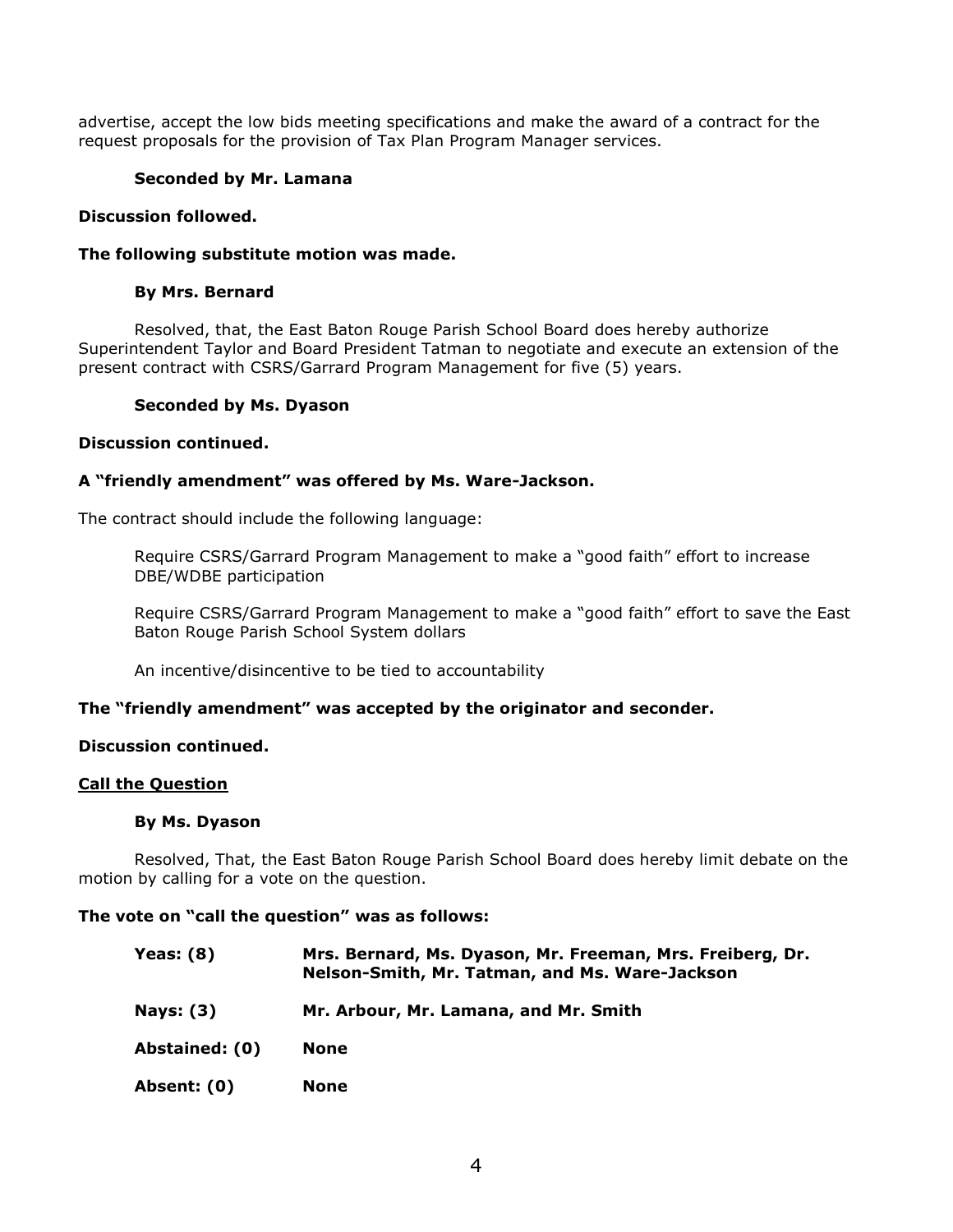advertise, accept the low bids meeting specifications and make the award of a contract for the request proposals for the provision of Tax Plan Program Manager services.

**Seconded by Mr. Lamana**

**Discussion followed.**

**The following substitute motion was made.**

**By Mrs. Bernard**

Resolved, that, the East Baton Rouge Parish School Board does hereby authorize Superintendent Taylor and Board President Tatman to negotiate and execute an extension of the present contract with CSRS/Garrard Program Management for five (5) years.

**Seconded by Ms. Dyason**

**Discussion continued.**

**A "friendly amendment" was offered by Ms. Ware-Jackson.**

The contract should include the following language:

Require CSRS/Garrard Program Management to make a "good faith" effort to increase DBE/WDBE participation

Require CSRS/Garrard Program Management to make a "good faith" effort to save the East Baton Rouge Parish School System dollars

An incentive/disincentive to be tied to accountability

**The "friendly amendment" was accepted by the originator and seconder.**

**Discussion continued.**

**<u>Call the Question</u>**

**By Ms. Dyason**

Resolved, That, the East Baton Rouge Parish School Board does hereby limit debate on the motion by calling for a vote on the question.

**The vote on "call the question" was as follows:**

| | |
|---|---|
| **Yeas: (8)** | **Mrs. Bernard, Ms. Dyason, Mr. Freeman, Mrs. Freiberg, Dr. Nelson-Smith, Mr. Tatman, and Ms. Ware-Jackson** |
| **Nays: (3)** | **Mr. Arbour, Mr. Lamana, and Mr. Smith** |
| **Abstained: (0)** | **None** |
| **Absent: (0)** | **None** |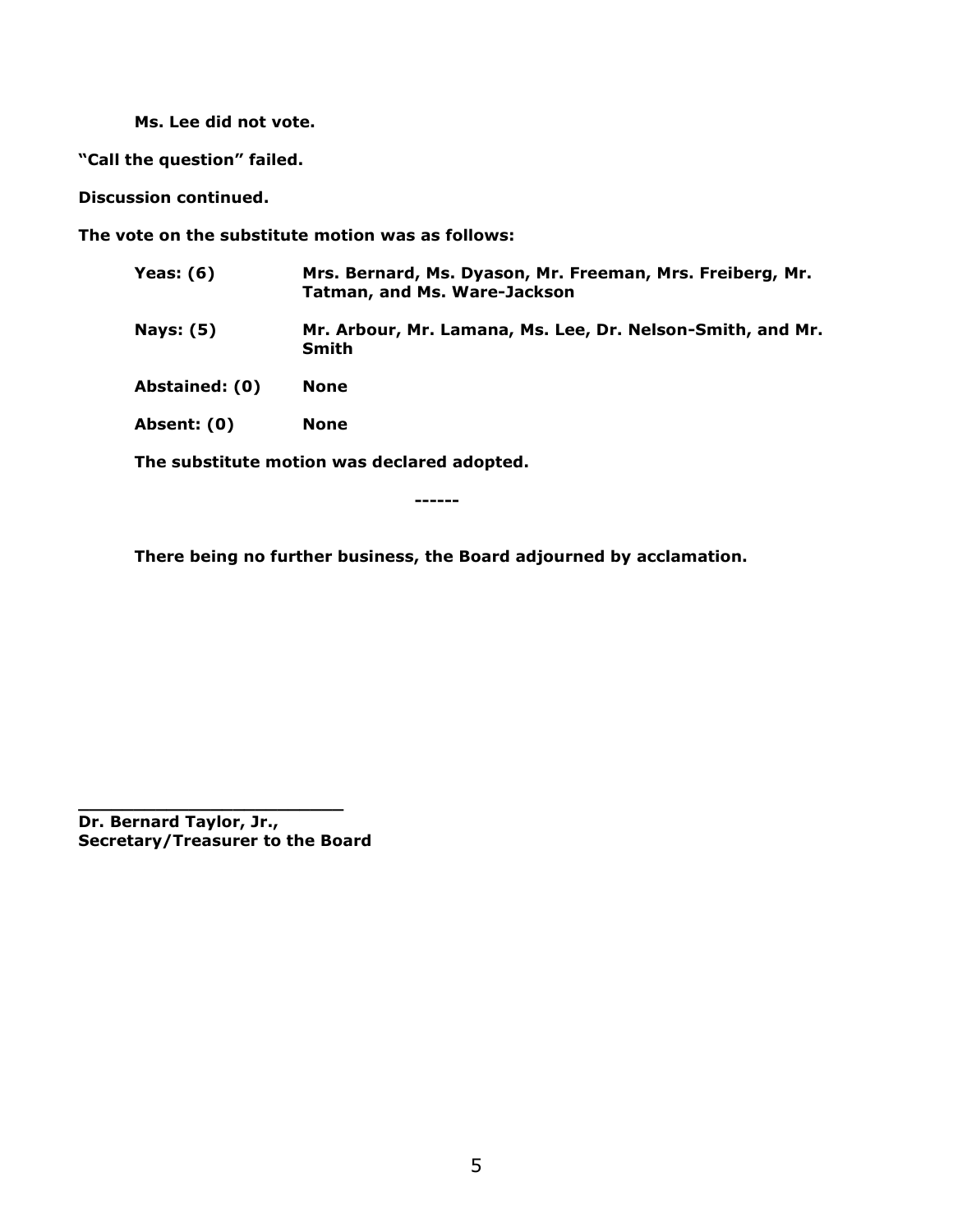**Ms. Lee did not vote.**

**"Call the question" failed.**

**Discussion continued.**

**The vote on the substitute motion was as follows:**

| | |
|---|---|
| **Yeas: (6)** | **Mrs. Bernard, Ms. Dyason, Mr. Freeman, Mrs. Freiberg, Mr. Tatman, and Ms. Ware-Jackson** |
| **Nays: (5)** | **Mr. Arbour, Mr. Lamana, Ms. Lee, Dr. Nelson-Smith, and Mr. Smith** |
| **Abstained: (0)** | **None** |
| **Absent: (0)** | **None** |

**The substitute motion was declared adopted.**

**------**

**There being no further business, the Board adjourned by acclamation.**

**_________________________**
**Dr. Bernard Taylor, Jr.,**
**Secretary/Treasurer to the Board**